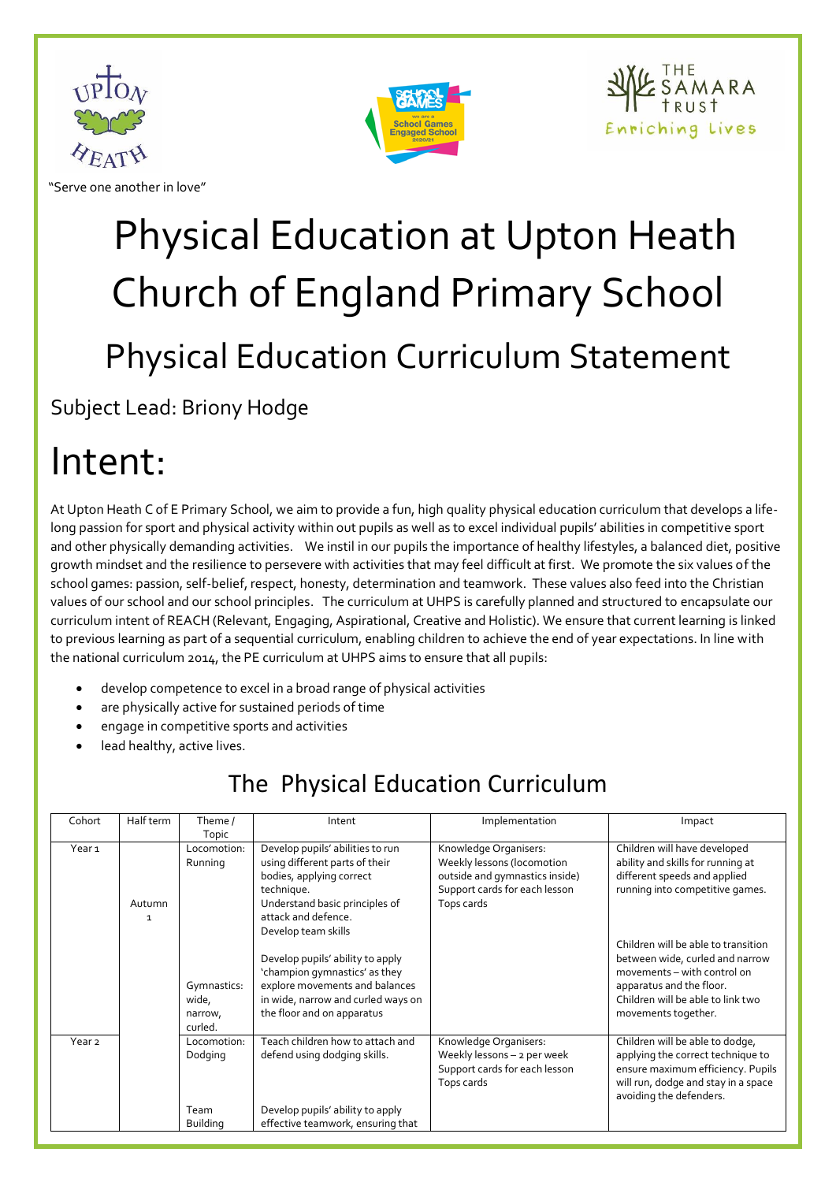"Serve one another in love"

# Physical Education at Upton Heath Church of England Primary School

## Physical Education Curriculum Statement

### Subject Lead: Briony Hodge

# Intent:

At Upton Heath C of E Primary School, we aim to provide a fun, high quality physical education curriculum that develops a life-long passion for sport and physical activity within out pupils as well as to excel individual pupils' abilities in competitive sport and other physically demanding activities. We instil in our pupils the importance of healthy lifestyles, a balanced diet, positive growth mindset and the resilience to persevere with activities that may feel difficult at first. We promote the six values of the school games: passion, self-belief, respect, honesty, determination and teamwork. These values also feed into the Christian values of our school and our school principles. The curriculum at UHPS is carefully planned and structured to encapsulate our curriculum intent of REACH (Relevant, Engaging, Aspirational, Creative and Holistic). We ensure that current learning is linked to previous learning as part of a sequential curriculum, enabling children to achieve the end of year expectations. In line with the national curriculum 2014, the PE curriculum at UHPS aims to ensure that all pupils:

- develop competence to excel in a broad range of physical activities
- are physically active for sustained periods of time
- engage in competitive sports and activities
- lead healthy, active lives.

## The Physical Education Curriculum

| Cohort | Half term | Theme / Topic | Intent | Implementation | Impact |
|---|---|---|---|---|---|
| Year 1 | Autumn 1 | Locomotion: Running | Develop pupils' abilities to run using different parts of their bodies, applying correct technique. Understand basic principles of attack and defence. Develop team skills | Knowledge Organisers: Weekly lessons (locomotion outside and gymnastics inside) Support cards for each lesson Tops cards | Children will have developed ability and skills for running at different speeds and applied running into competitive games. |
| | | Gymnastics: wide, narrow, curled. | Develop pupils' ability to apply 'champion gymnastics' as they explore movements and balances in wide, narrow and curled ways on the floor and on apparatus | | Children will be able to transition between wide, curled and narrow movements – with control on apparatus and the floor. Children will be able to link two movements together. |
| Year 2 | | Locomotion: Dodging | Teach children how to attach and defend using dodging skills. | Knowledge Organisers: Weekly lessons – 2 per week Support cards for each lesson Tops cards | Children will be able to dodge, applying the correct technique to ensure maximum efficiency. Pupils will run, dodge and stay in a space avoiding the defenders. |
| | | Team Building | Develop pupils' ability to apply effective teamwork, ensuring that | | |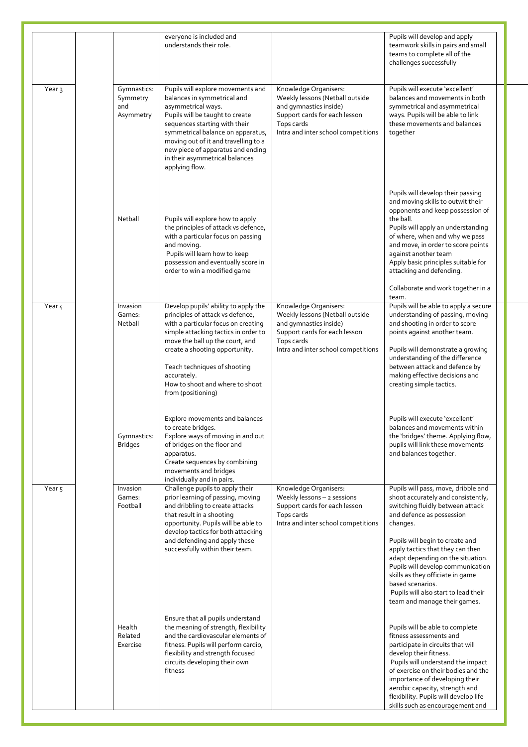|  |  |  |  |  |  |
|---|---|---|---|---|---|
|  |  |  | everyone is included and understands their role. |  | Pupils will develop and apply teamwork skills in pairs and small teams to complete all of the challenges successfully |
| Year 3 |  | Gymnastics: Symmetry and Asymmetry | Pupils will explore movements and balances in symmetrical and asymmetrical ways.<br>Pupils will be taught to create sequences starting with their symmetrical balance on apparatus, moving out of it and travelling to a new piece of apparatus and ending in their asymmetrical balances applying flow. | Knowledge Organisers:<br>Weekly lessons (Netball outside and gymnastics inside)<br>Support cards for each lesson<br>Tops cards<br>Intra and inter school competitions | Pupils will execute 'excellent' balances and movements in both symmetrical and asymmetrical ways. Pupils will be able to link these movements and balances together |
|  |  | Netball | Pupils will explore how to apply the principles of attack vs defence, with a particular focus on passing and moving.<br>Pupils will learn how to keep possession and eventually score in order to win a modified game |  | Pupils will develop their passing and moving skills to outwit their opponents and keep possession of the ball.<br>Pupils will apply an understanding of where, when and why we pass and move, in order to score points against another team<br>Apply basic principles suitable for attacking and defending.<br><br>Collaborate and work together in a team. |
| Year 4 |  | Invasion Games: Netball | Develop pupils' ability to apply the principles of attack vs defence, with a particular focus on creating simple attacking tactics in order to move the ball up the court, and create a shooting opportunity.<br><br>Teach techniques of shooting accurately.<br>How to shoot and where to shoot from (positioning) | Knowledge Organisers:<br>Weekly lessons (Netball outside and gymnastics inside)<br>Support cards for each lesson<br>Tops cards<br>Intra and inter school competitions | Pupils will be able to apply a secure understanding of passing, moving and shooting in order to score points against another team.<br><br>Pupils will demonstrate a growing understanding of the difference between attack and defence by making effective decisions and creating simple tactics. |
|  |  | Gymnastics: Bridges | Explore movements and balances to create bridges.<br>Explore ways of moving in and out of bridges on the floor and apparatus.<br>Create sequences by combining movements and bridges individually and in pairs. |  | Pupils will execute 'excellent' balances and movements within the 'bridges' theme. Applying flow, pupils will link these movements and balances together. |
| Year 5 |  | Invasion Games: Football | Challenge pupils to apply their prior learning of passing, moving and dribbling to create attacks that result in a shooting opportunity. Pupils will be able to develop tactics for both attacking and defending and apply these successfully within their team. | Knowledge Organisers:<br>Weekly lessons – 2 sessions<br>Support cards for each lesson<br>Tops cards<br>Intra and inter school competitions | Pupils will pass, move, dribble and shoot accurately and consistently, switching fluidly between attack and defence as possession changes.<br><br>Pupils will begin to create and apply tactics that they can then adapt depending on the situation. Pupils will develop communication skills as they officiate in game based scenarios.<br>Pupils will also start to lead their team and manage their games. |
|  |  | Health Related Exercise | Ensure that all pupils understand the meaning of strength, flexibility and the cardiovascular elements of fitness. Pupils will perform cardio, flexibility and strength focused circuits developing their own fitness |  | Pupils will be able to complete fitness assessments and participate in circuits that will develop their fitness.<br>Pupils will understand the impact of exercise on their bodies and the importance of developing their aerobic capacity, strength and flexibility. Pupils will develop life skills such as encouragement and |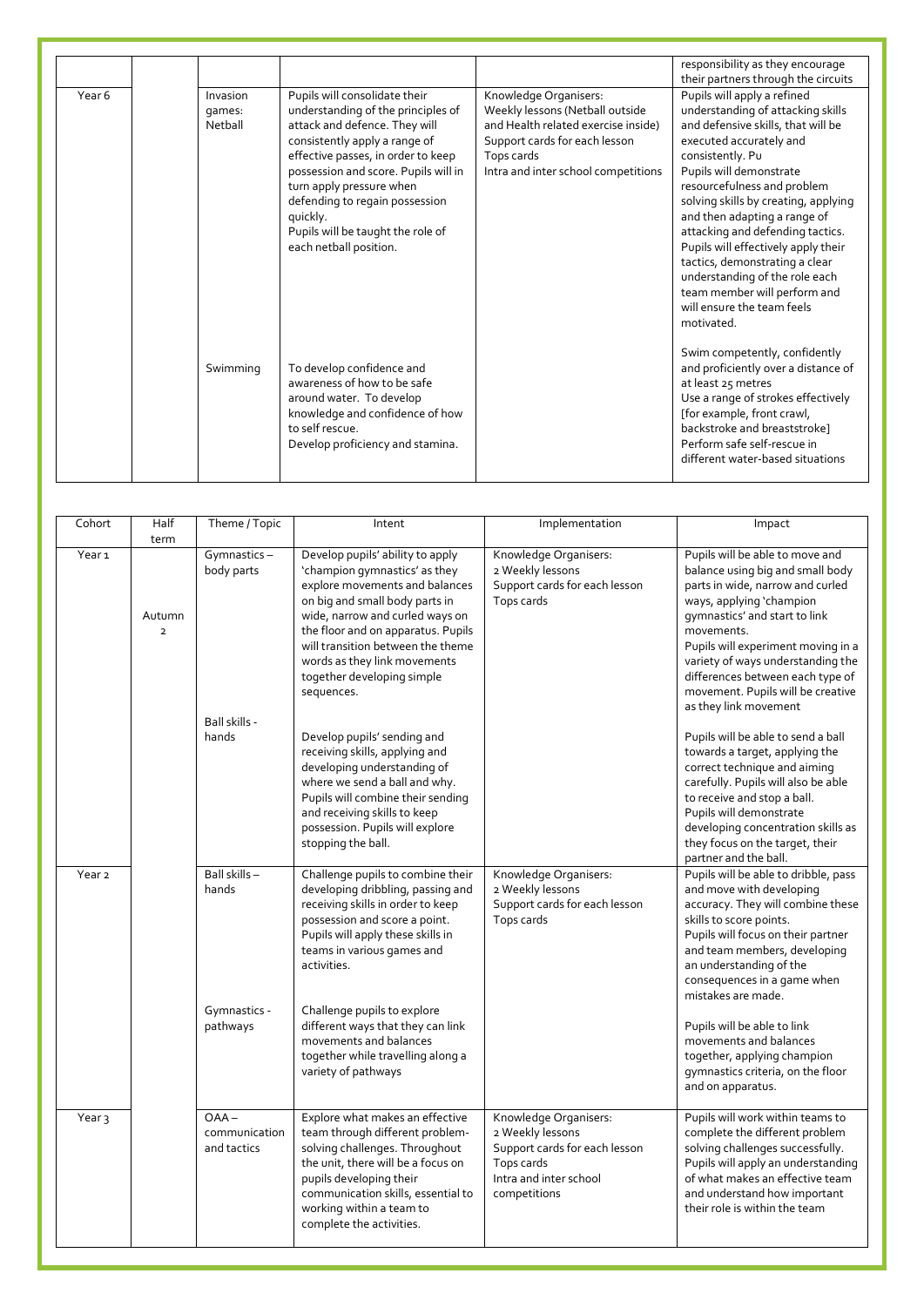| | | | | | |
|---|---|---|---|---|---|
| | | | | | responsibility as they encourage their partners through the circuits |
| Year 6 | | Invasion games: Netball | Pupils will consolidate their understanding of the principles of attack and defence. They will consistently apply a range of effective passes, in order to keep possession and score. Pupils will in turn apply pressure when defending to regain possession quickly.<br>Pupils will be taught the role of each netball position. | Knowledge Organisers:<br>Weekly lessons (Netball outside and Health related exercise inside)<br>Support cards for each lesson<br>Tops cards<br>Intra and inter school competitions | Pupils will apply a refined understanding of attacking skills and defensive skills, that will be executed accurately and consistently. Pu<br>Pupils will demonstrate resourcefulness and problem solving skills by creating, applying and then adapting a range of attacking and defending tactics. Pupils will effectively apply their tactics, demonstrating a clear understanding of the role each team member will perform and will ensure the team feels motivated. |
| | | Swimming | To develop confidence and awareness of how to be safe around water. To develop knowledge and confidence of how to self rescue.<br>Develop proficiency and stamina. | | Swim competently, confidently and proficiently over a distance of at least 25 metres<br>Use a range of strokes effectively [for example, front crawl, backstroke and breaststroke]<br>Perform safe self-rescue in different water-based situations |

| Cohort | Half term | Theme / Topic | Intent | Implementation | Impact |
|---|---|---|---|---|---|
| Year 1 | Autumn 2 | Gymnastics – body parts | Develop pupils' ability to apply 'champion gymnastics' as they explore movements and balances on big and small body parts in wide, narrow and curled ways on the floor and on apparatus. Pupils will transition between the theme words as they link movements together developing simple sequences. | Knowledge Organisers:<br>2 Weekly lessons<br>Support cards for each lesson<br>Tops cards | Pupils will be able to move and balance using big and small body parts in wide, narrow and curled ways, applying 'champion gymnastics' and start to link movements.<br>Pupils will experiment moving in a variety of ways understanding the differences between each type of movement. Pupils will be creative as they link movement |
| | | Ball skills - hands | Develop pupils' sending and receiving skills, applying and developing understanding of where we send a ball and why. Pupils will combine their sending and receiving skills to keep possession. Pupils will explore stopping the ball. | | Pupils will be able to send a ball towards a target, applying the correct technique and aiming carefully. Pupils will also be able to receive and stop a ball.<br>Pupils will demonstrate developing concentration skills as they focus on the target, their partner and the ball. |
| Year 2 | | Ball skills – hands | Challenge pupils to combine their developing dribbling, passing and receiving skills in order to keep possession and score a point. Pupils will apply these skills in teams in various games and activities. | Knowledge Organisers:<br>2 Weekly lessons<br>Support cards for each lesson<br>Tops cards | Pupils will be able to dribble, pass and move with developing accuracy. They will combine these skills to score points.<br>Pupils will focus on their partner and team members, developing an understanding of the consequences in a game when mistakes are made. |
| | | Gymnastics - pathways | Challenge pupils to explore different ways that they can link movements and balances together while travelling along a variety of pathways | | Pupils will be able to link movements and balances together, applying champion gymnastics criteria, on the floor and on apparatus. |
| Year 3 | | OAA – communication and tactics | Explore what makes an effective team through different problem-solving challenges. Throughout the unit, there will be a focus on pupils developing their communication skills, essential to working within a team to complete the activities. | Knowledge Organisers:<br>2 Weekly lessons<br>Support cards for each lesson<br>Tops cards<br>Intra and inter school competitions | Pupils will work within teams to complete the different problem solving challenges successfully. Pupils will apply an understanding of what makes an effective team and understand how important their role is within the team |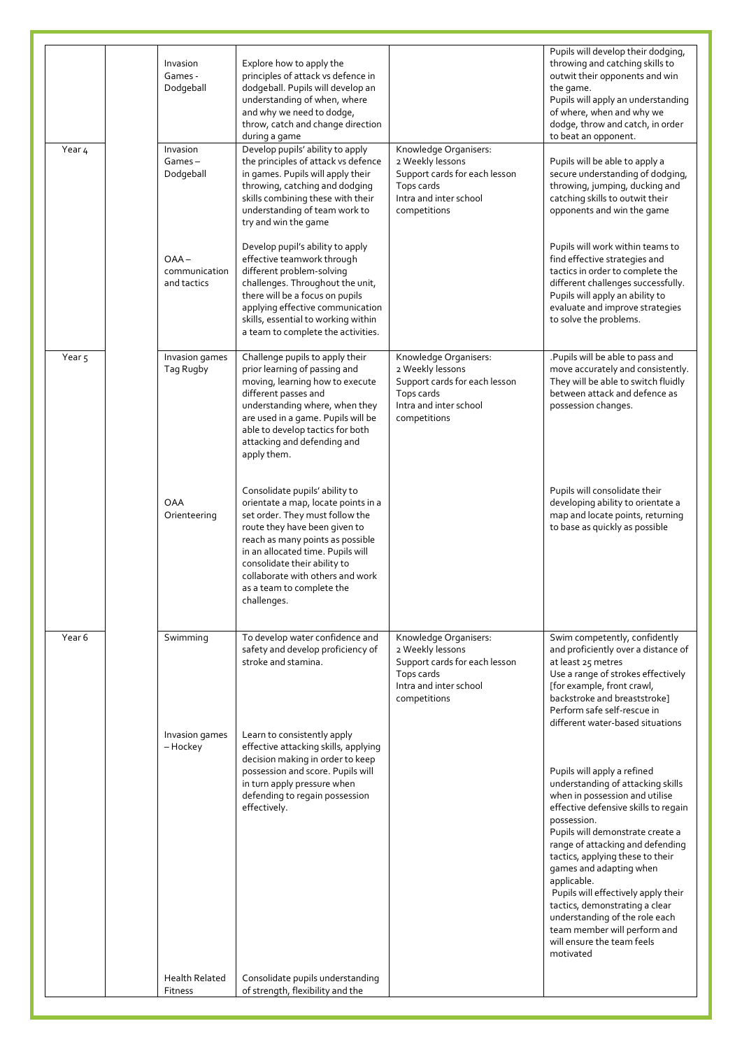| | | | | | |
|---|---|---|---|---|---|
| | | Invasion Games - Dodgeball | Explore how to apply the principles of attack vs defence in dodgeball. Pupils will develop an understanding of when, where and why we need to dodge, throw, catch and change direction during a game | | Pupils will develop their dodging, throwing and catching skills to outwit their opponents and win the game.<br>Pupils will apply an understanding of where, when and why we dodge, throw and catch, in order to beat an opponent. |
| Year 4 | | Invasion Games – Dodgeball<br><br><br><br><br>OAA – communication and tactics | Develop pupils' ability to apply the principles of attack vs defence in games. Pupils will apply their throwing, catching and dodging skills combining these with their understanding of team work to try and win the game<br><br>Develop pupil's ability to apply effective teamwork through different problem-solving challenges. Throughout the unit, there will be a focus on pupils applying effective communication skills, essential to working within a team to complete the activities. | Knowledge Organisers:<br>2 Weekly lessons<br>Support cards for each lesson<br>Tops cards<br>Intra and inter school competitions | Pupils will be able to apply a secure understanding of dodging, throwing, jumping, ducking and catching skills to outwit their opponents and win the game<br><br>Pupils will work within teams to find effective strategies and tactics in order to complete the different challenges successfully. Pupils will apply an ability to evaluate and improve strategies to solve the problems. |
| Year 5 | | Invasion games Tag Rugby<br><br><br><br><br><br>OAA Orienteering | Challenge pupils to apply their prior learning of passing and moving, learning how to execute different passes and understanding where, when they are used in a game. Pupils will be able to develop tactics for both attacking and defending and apply them.<br><br>Consolidate pupils' ability to orientate a map, locate points in a set order. They must follow the route they have been given to reach as many points as possible in an allocated time. Pupils will consolidate their ability to collaborate with others and work as a team to complete the challenges. | Knowledge Organisers:<br>2 Weekly lessons<br>Support cards for each lesson<br>Tops cards<br>Intra and inter school competitions | .Pupils will be able to pass and move accurately and consistently. They will be able to switch fluidly between attack and defence as possession changes.<br><br><br><br>Pupils will consolidate their developing ability to orientate a map and locate points, returning to base as quickly as possible |
| Year 6 | | Swimming<br><br><br><br><br>Invasion games – Hockey<br><br><br><br><br><br><br><br><br><br><br><br>Health Related Fitness | To develop water confidence and safety and develop proficiency of stroke and stamina.<br><br><br><br>Learn to consistently apply effective attacking skills, applying decision making in order to keep possession and score. Pupils will in turn apply pressure when defending to regain possession effectively.<br><br><br><br><br><br><br><br><br><br>Consolidate pupils understanding of strength, flexibility and the | Knowledge Organisers:<br>2 Weekly lessons<br>Support cards for each lesson<br>Tops cards<br>Intra and inter school competitions | Swim competently, confidently and proficiently over a distance of at least 25 metres<br>Use a range of strokes effectively [for example, front crawl, backstroke and breaststroke]<br>Perform safe self-rescue in different water-based situations<br><br>Pupils will apply a refined understanding of attacking skills when in possession and utilise effective defensive skills to regain possession.<br>Pupils will demonstrate create a range of attacking and defending tactics, applying these to their games and adapting when applicable.<br>Pupils will effectively apply their tactics, demonstrating a clear understanding of the role each team member will perform and will ensure the team feels motivated |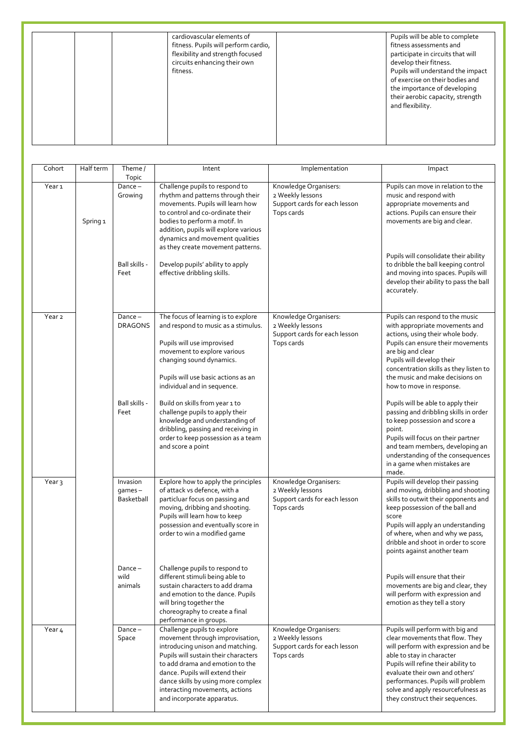|  |  |  | cardiovascular elements of fitness. Pupils will perform cardio, flexibility and strength focused circuits enhancing their own fitness. |  | Pupils will be able to complete fitness assessments and participate in circuits that will develop their fitness. Pupils will understand the impact of exercise on their bodies and the importance of developing their aerobic capacity, strength and flexibility. |
|---|---|---|---|---|---|

| Cohort | Half term | Theme / Topic | Intent | Implementation | Impact |
|---|---|---|---|---|---|
| Year 1 | Spring 1 | Dance – Growing | Challenge pupils to respond to rhythm and patterns through their movements. Pupils will learn how to control and co-ordinate their bodies to perform a motif. In addition, pupils will explore various dynamics and movement qualities as they create movement patterns. | Knowledge Organisers: 2 Weekly lessons Support cards for each lesson Tops cards | Pupils can move in relation to the music and respond with appropriate movements and actions. Pupils can ensure their movements are big and clear. |
|  |  | Ball skills - Feet | Develop pupils' ability to apply effective dribbling skills. |  | Pupils will consolidate their ability to dribble the ball keeping control and moving into spaces. Pupils will develop their ability to pass the ball accurately. |
| Year 2 |  | Dance – DRAGONS | The focus of learning is to explore and respond to music as a stimulus. Pupils will use improvised movement to explore various changing sound dynamics. Pupils will use basic actions as an individual and in sequence. | Knowledge Organisers: 2 Weekly lessons Support cards for each lesson Tops cards | Pupils can respond to the music with appropriate movements and actions, using their whole body. Pupils can ensure their movements are big and clear Pupils will develop their concentration skills as they listen to the music and make decisions on how to move in response. |
|  |  | Ball skills - Feet | Build on skills from year 1 to challenge pupils to apply their knowledge and understanding of dribbling, passing and receiving in order to keep possession as a team and score a point |  | Pupils will be able to apply their passing and dribbling skills in order to keep possession and score a point. Pupils will focus on their partner and team members, developing an understanding of the consequences in a game when mistakes are made. |
| Year 3 |  | Invasion games – Basketball | Explore how to apply the principles of attack vs defence, with a particluar focus on passing and moving, dribbing and shooting. Pupils will learn how to keep possession and eventually score in order to win a modified game | Knowledge Organisers: 2 Weekly lessons Support cards for each lesson Tops cards | Pupils will develop their passing and moving, dribbling and shooting skills to outwit their opponents and keep possession of the ball and score Pupils will apply an understanding of where, when and why we pass, dribble and shoot in order to score points against another team |
|  |  | Dance – wild animals | Challenge pupils to respond to different stimuli being able to sustain characters to add drama and emotion to the dance. Pupils will bring together the choreography to create a final performance in groups. |  | Pupils will ensure that their movements are big and clear, they will perform with expression and emotion as they tell a story |
| Year 4 |  | Dance – Space | Challenge pupils to explore movement through improvisation, introducing unison and matching. Pupils will sustain their characters to add drama and emotion to the dance. Pupils will extend their dance skills by using more complex interacting movements, actions and incorporate apparatus. | Knowledge Organisers: 2 Weekly lessons Support cards for each lesson Tops cards | Pupils will perform with big and clear movements that flow. They will perform with expression and be able to stay in character Pupils will refine their ability to evaluate their own and others' performances. Pupils will problem solve and apply resourcefulness as they construct their sequences. |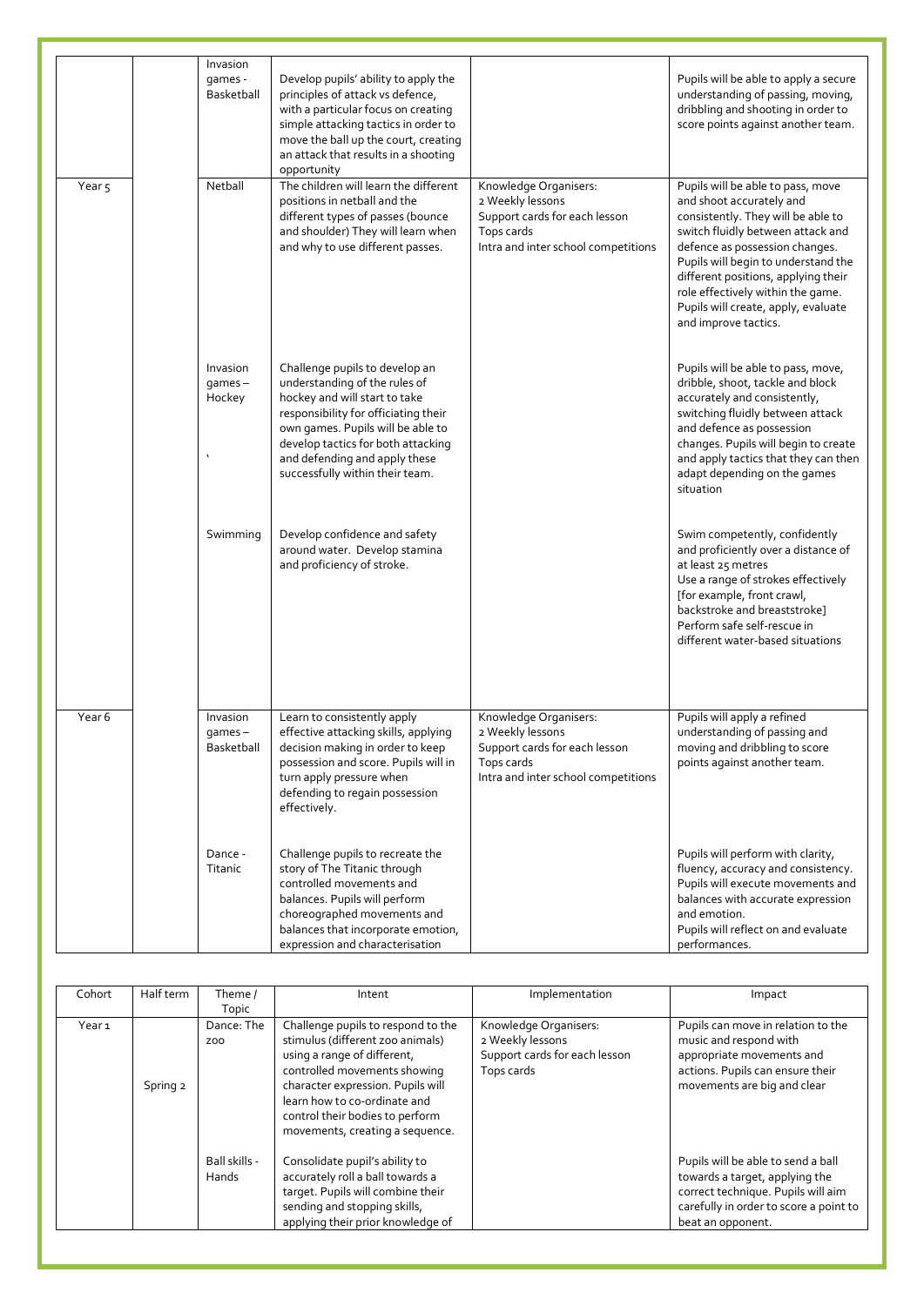| | | Invasion games - Basketball | Develop pupils' ability to apply the principles of attack vs defence, with a particular focus on creating simple attacking tactics in order to move the ball up the court, creating an attack that results in a shooting opportunity | | Pupils will be able to apply a secure understanding of passing, moving, dribbling and shooting in order to score points against another team. |
|---|---|---|---|---|---|
| Year 5 | | Netball | The children will learn the different positions in netball and the different types of passes (bounce and shoulder) They will learn when and why to use different passes. | Knowledge Organisers:<br>2 Weekly lessons<br>Support cards for each lesson<br>Tops cards<br>Intra and inter school competitions | Pupils will be able to pass, move and shoot accurately and consistently. They will be able to switch fluidly between attack and defence as possession changes. Pupils will begin to understand the different positions, applying their role effectively within the game. Pupils will create, apply, evaluate and improve tactics. |
| | | Invasion games – Hockey<br><br>` | Challenge pupils to develop an understanding of the rules of hockey and will start to take responsibility for officiating their own games. Pupils will be able to develop tactics for both attacking and defending and apply these successfully within their team. | | Pupils will be able to pass, move, dribble, shoot, tackle and block accurately and consistently, switching fluidly between attack and defence as possession changes. Pupils will begin to create and apply tactics that they can then adapt depending on the games situation |
| | | Swimming | Develop confidence and safety around water. Develop stamina and proficiency of stroke. | | Swim competently, confidently and proficiently over a distance of at least 25 metres<br>Use a range of strokes effectively [for example, front crawl, backstroke and breaststroke]<br>Perform safe self-rescue in different water-based situations |
| Year 6 | | Invasion games – Basketball | Learn to consistently apply effective attacking skills, applying decision making in order to keep possession and score. Pupils will in turn apply pressure when defending to regain possession effectively. | Knowledge Organisers:<br>2 Weekly lessons<br>Support cards for each lesson<br>Tops cards<br>Intra and inter school competitions | Pupils will apply a refined understanding of passing and moving and dribbling to score points against another team. |
| | | Dance - Titanic | Challenge pupils to recreate the story of The Titanic through controlled movements and balances. Pupils will perform choreographed movements and balances that incorporate emotion, expression and characterisation | | Pupils will perform with clarity, fluency, accuracy and consistency. Pupils will execute movements and balances with accurate expression and emotion.<br>Pupils will reflect on and evaluate performances. |

| Cohort | Half term | Theme / Topic | Intent | Implementation | Impact |
|---|---|---|---|---|---|
| Year 1 | Spring 2 | Dance: The zoo | Challenge pupils to respond to the stimulus (different zoo animals) using a range of different, controlled movements showing character expression. Pupils will learn how to co-ordinate and control their bodies to perform movements, creating a sequence. | Knowledge Organisers:<br>2 Weekly lessons<br>Support cards for each lesson<br>Tops cards | Pupils can move in relation to the music and respond with appropriate movements and actions. Pupils can ensure their movements are big and clear |
| | | Ball skills - Hands | Consolidate pupil's ability to accurately roll a ball towards a target. Pupils will combine their sending and stopping skills, applying their prior knowledge of | | Pupils will be able to send a ball towards a target, applying the correct technique. Pupils will aim carefully in order to score a point to beat an opponent. |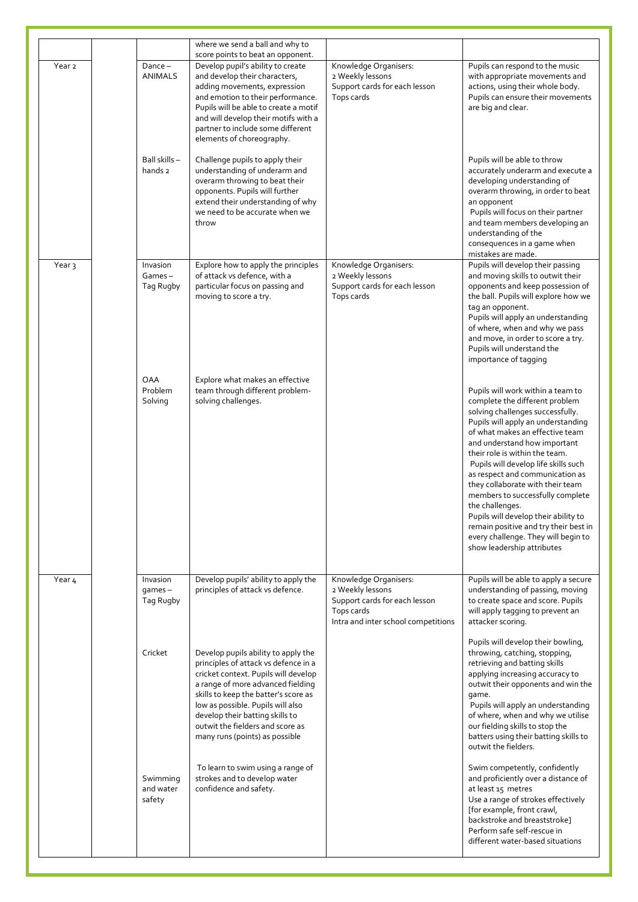| | | | | | |
|---|---|---|---|---|---|
| | | | where we send a ball and why to score points to beat an opponent. | | |
| Year 2 | | Dance – ANIMALS | Develop pupil's ability to create and develop their characters, adding movements, expression and emotion to their performance. Pupils will be able to create a motif and will develop their motifs with a partner to include some different elements of choreography. | Knowledge Organisers:<br>2 Weekly lessons<br>Support cards for each lesson<br>Tops cards | Pupils can respond to the music with appropriate movements and actions, using their whole body. Pupils can ensure their movements are big and clear. |
| | | Ball skills – hands 2 | Challenge pupils to apply their understanding of underarm and overarm throwing to beat their opponents. Pupils will further extend their understanding of why we need to be accurate when we throw | | Pupils will be able to throw accurately underarm and execute a developing understanding of overarm throwing, in order to beat an opponent<br>Pupils will focus on their partner and team members developing an understanding of the consequences in a game when mistakes are made. |
| Year 3 | | Invasion Games – Tag Rugby | Explore how to apply the principles of attack vs defence, with a particular focus on passing and moving to score a try. | Knowledge Organisers:<br>2 Weekly lessons<br>Support cards for each lesson<br>Tops cards | Pupils will develop their passing and moving skills to outwit their opponents and keep possession of the ball. Pupils will explore how we tag an opponent.<br>Pupils will apply an understanding of where, when and why we pass and move, in order to score a try.<br>Pupils will understand the importance of tagging |
| | | OAA Problem Solving | Explore what makes an effective team through different problem-solving challenges. | | Pupils will work within a team to complete the different problem solving challenges successfully.<br>Pupils will apply an understanding of what makes an effective team and understand how important their role is within the team.<br>Pupils will develop life skills such as respect and communication as they collaborate with their team members to successfully complete the challenges.<br>Pupils will develop their ability to remain positive and try their best in every challenge. They will begin to show leadership attributes |
| Year 4 | | Invasion games – Tag Rugby | Develop pupils' ability to apply the principles of attack vs defence. | Knowledge Organisers:<br>2 Weekly lessons<br>Support cards for each lesson<br>Tops cards<br>Intra and inter school competitions | Pupils will be able to apply a secure understanding of passing, moving to create space and score. Pupils will apply tagging to prevent an attacker scoring. |
| | | Cricket | Develop pupils ability to apply the principles of attack vs defence in a cricket context. Pupils will develop a range of more advanced fielding skills to keep the batter's score as low as possible. Pupils will also develop their batting skills to outwit the fielders and score as many runs (points) as possible | | Pupils will develop their bowling, throwing, catching, stopping, retrieving and batting skills applying increasing accuracy to outwit their opponents and win the game.<br>Pupils will apply an understanding of where, when and why we utilise our fielding skills to stop the batters using their batting skills to outwit the fielders. |
| | | Swimming and water safety | To learn to swim using a range of strokes and to develop water confidence and safety. | | Swim competently, confidently and proficiently over a distance of at least 15 metres<br>Use a range of strokes effectively [for example, front crawl, backstroke and breaststroke]<br>Perform safe self-rescue in different water-based situations |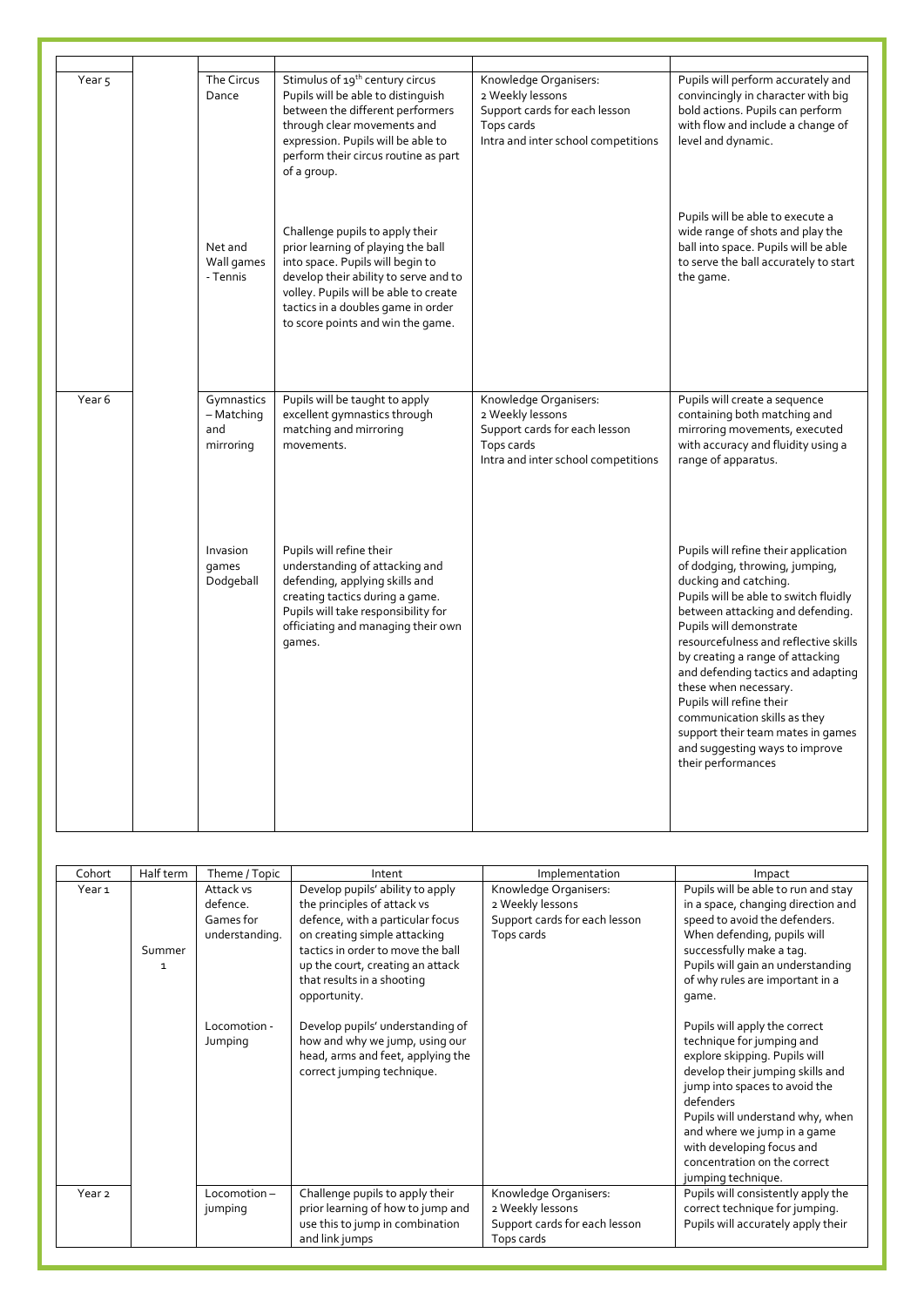| | | | | | |
|---|---|---|---|---|---|
| Year 5 | | The Circus Dance | Stimulus of 19th century circus Pupils will be able to distinguish between the different performers through clear movements and expression. Pupils will be able to perform their circus routine as part of a group. | Knowledge Organisers:<br>2 Weekly lessons<br>Support cards for each lesson<br>Tops cards<br>Intra and inter school competitions | Pupils will perform accurately and convincingly in character with big bold actions. Pupils can perform with flow and include a change of level and dynamic. |
| | | Net and Wall games - Tennis | Challenge pupils to apply their prior learning of playing the ball into space. Pupils will begin to develop their ability to serve and to volley. Pupils will be able to create tactics in a doubles game in order to score points and win the game. | | Pupils will be able to execute a wide range of shots and play the ball into space. Pupils will be able to serve the ball accurately to start the game. |
| Year 6 | | Gymnastics – Matching and mirroring | Pupils will be taught to apply excellent gymnastics through matching and mirroring movements. | Knowledge Organisers:<br>2 Weekly lessons<br>Support cards for each lesson<br>Tops cards<br>Intra and inter school competitions | Pupils will create a sequence containing both matching and mirroring movements, executed with accuracy and fluidity using a range of apparatus. |
| | | Invasion games Dodgeball | Pupils will refine their understanding of attacking and defending, applying skills and creating tactics during a game. Pupils will take responsibility for officiating and managing their own games. | | Pupils will refine their application of dodging, throwing, jumping, ducking and catching.<br>Pupils will be able to switch fluidly between attacking and defending.<br>Pupils will demonstrate resourcefulness and reflective skills by creating a range of attacking and defending tactics and adapting these when necessary.<br>Pupils will refine their communication skills as they support their team mates in games and suggesting ways to improve their performances |

| Cohort | Half term | Theme / Topic | Intent | Implementation | Impact |
|---|---|---|---|---|---|
| Year 1 | Summer 1 | Attack vs defence. Games for understanding. | Develop pupils' ability to apply the principles of attack vs defence, with a particular focus on creating simple attacking tactics in order to move the ball up the court, creating an attack that results in a shooting opportunity. | Knowledge Organisers:<br>2 Weekly lessons<br>Support cards for each lesson<br>Tops cards | Pupils will be able to run and stay in a space, changing direction and speed to avoid the defenders. When defending, pupils will successfully make a tag.<br>Pupils will gain an understanding of why rules are important in a game. |
| | | Locomotion - Jumping | Develop pupils' understanding of how and why we jump, using our head, arms and feet, applying the correct jumping technique. | | Pupils will apply the correct technique for jumping and explore skipping. Pupils will develop their jumping skills and jump into spaces to avoid the defenders<br>Pupils will understand why, when and where we jump in a game with developing focus and concentration on the correct jumping technique. |
| Year 2 | | Locomotion – jumping | Challenge pupils to apply their prior learning of how to jump and use this to jump in combination and link jumps | Knowledge Organisers:<br>2 Weekly lessons<br>Support cards for each lesson<br>Tops cards | Pupils will consistently apply the correct technique for jumping. Pupils will accurately apply their |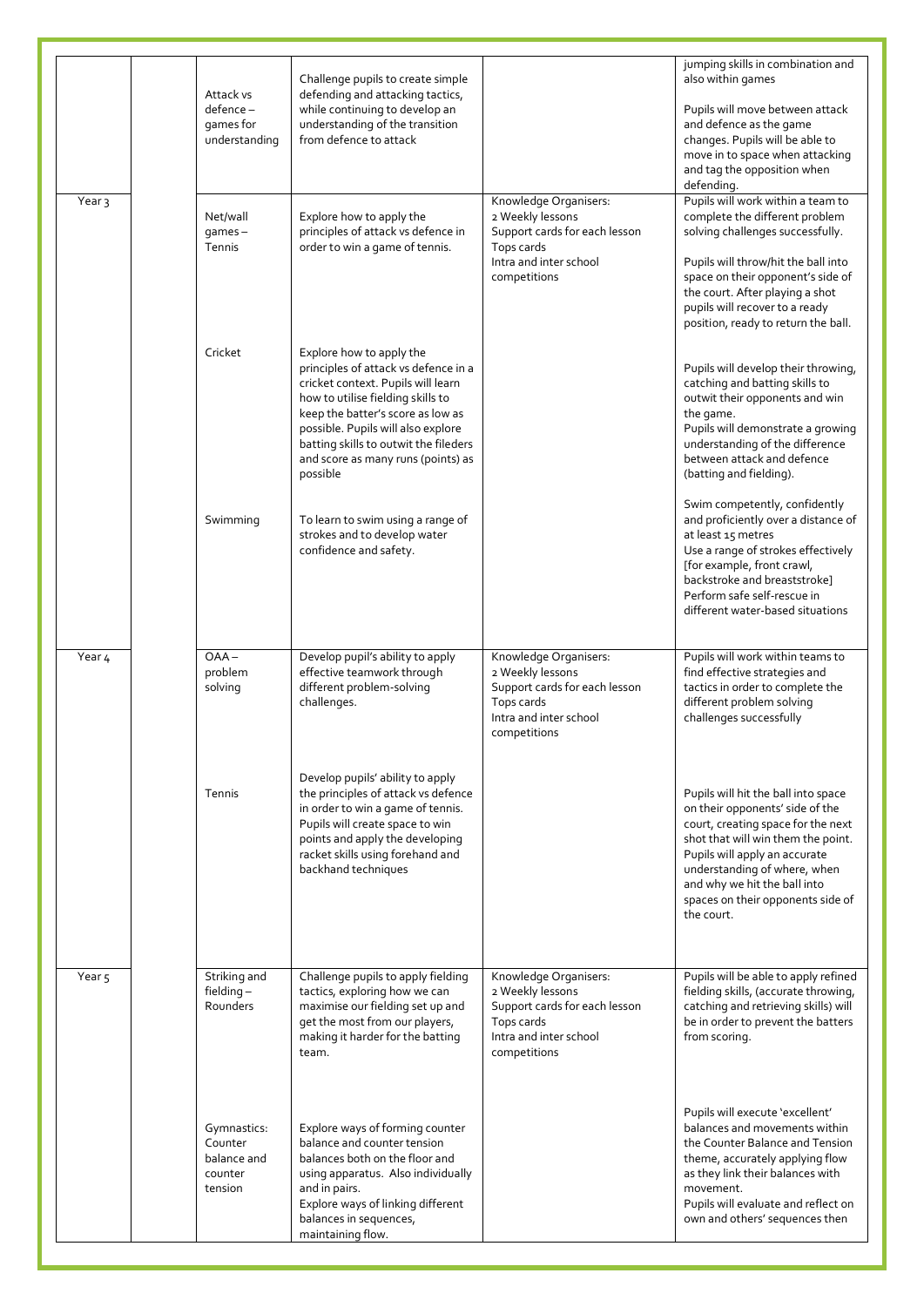| | | | | | |
|---|---|---|---|---|---|
| | | Attack vs defence – games for understanding | Challenge pupils to create simple defending and attacking tactics, while continuing to develop an understanding of the transition from defence to attack | | jumping skills in combination and also within games<br><br>Pupils will move between attack and defence as the game changes. Pupils will be able to move in to space when attacking and tag the opposition when defending. |
| Year 3 | | Net/wall games – Tennis | Explore how to apply the principles of attack vs defence in order to win a game of tennis. | Knowledge Organisers:<br>2 Weekly lessons<br>Support cards for each lesson<br>Tops cards<br>Intra and inter school competitions | Pupils will work within a team to complete the different problem solving challenges successfully.<br><br>Pupils will throw/hit the ball into space on their opponent's side of the court. After playing a shot pupils will recover to a ready position, ready to return the ball. |
| | | Cricket | Explore how to apply the principles of attack vs defence in a cricket context. Pupils will learn how to utilise fielding skills to keep the batter's score as low as possible. Pupils will also explore batting skills to outwit the fileders and score as many runs (points) as possible | | Pupils will develop their throwing, catching and batting skills to outwit their opponents and win the game.<br>Pupils will demonstrate a growing understanding of the difference between attack and defence (batting and fielding). |
| | | Swimming | To learn to swim using a range of strokes and to develop water confidence and safety. | | Swim competently, confidently and proficiently over a distance of at least 15 metres<br>Use a range of strokes effectively [for example, front crawl, backstroke and breaststroke]<br>Perform safe self-rescue in different water-based situations |
| Year 4 | | OAA – problem solving | Develop pupil's ability to apply effective teamwork through different problem-solving challenges. | Knowledge Organisers:<br>2 Weekly lessons<br>Support cards for each lesson<br>Tops cards<br>Intra and inter school competitions | Pupils will work within teams to find effective strategies and tactics in order to complete the different problem solving challenges successfully |
| | | Tennis | Develop pupils' ability to apply the principles of attack vs defence in order to win a game of tennis. Pupils will create space to win points and apply the developing racket skills using forehand and backhand techniques | | Pupils will hit the ball into space on their opponents' side of the court, creating space for the next shot that will win them the point. Pupils will apply an accurate understanding of where, when and why we hit the ball into spaces on their opponents side of the court. |
| Year 5 | | Striking and fielding – Rounders | Challenge pupils to apply fielding tactics, exploring how we can maximise our fielding set up and get the most from our players, making it harder for the batting team. | Knowledge Organisers:<br>2 Weekly lessons<br>Support cards for each lesson<br>Tops cards<br>Intra and inter school competitions | Pupils will be able to apply refined fielding skills, (accurate throwing, catching and retrieving skills) will be in order to prevent the batters from scoring. |
| | | Gymnastics: Counter balance and counter tension | Explore ways of forming counter balance and counter tension balances both on the floor and using apparatus. Also individually and in pairs.<br>Explore ways of linking different balances in sequences, maintaining flow. | | Pupils will execute 'excellent' balances and movements within the Counter Balance and Tension theme, accurately applying flow as they link their balances with movement.<br>Pupils will evaluate and reflect on own and others' sequences then |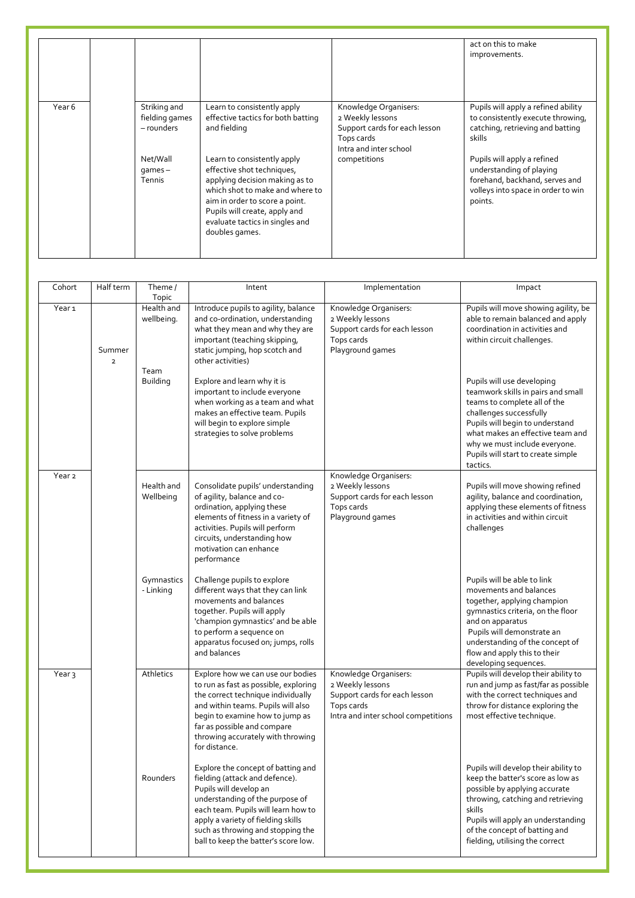| | | | | | |
|---|---|---|---|---|---|
| | | | | | act on this to make improvements. |
| Year 6 | | Striking and fielding games – rounders<br><br>Net/Wall games – Tennis | Learn to consistently apply effective tactics for both batting and fielding<br><br>Learn to consistently apply effective shot techniques, applying decision making as to which shot to make and where to aim in order to score a point. Pupils will create, apply and evaluate tactics in singles and doubles games. | Knowledge Organisers:<br>2 Weekly lessons<br>Support cards for each lesson<br>Tops cards<br>Intra and inter school competitions | Pupils will apply a refined ability to consistently execute throwing, catching, retrieving and batting skills<br><br>Pupils will apply a refined understanding of playing forehand, backhand, serves and volleys into space in order to win points. |

| Cohort | Half term | Theme / Topic | Intent | Implementation | Impact |
|---|---|---|---|---|---|
| Year 1 | Summer 2 | Health and wellbeing.<br><br>Team Building | Introduce pupils to agility, balance and co-ordination, understanding what they mean and why they are important (teaching skipping, static jumping, hop scotch and other activities)<br><br>Explore and learn why it is important to include everyone when working as a team and what makes an effective team. Pupils will begin to explore simple strategies to solve problems | Knowledge Organisers:<br>2 Weekly lessons<br>Support cards for each lesson<br>Tops cards<br>Playground games | Pupils will move showing agility, be able to remain balanced and apply coordination in activities and within circuit challenges.<br><br>Pupils will use developing teamwork skills in pairs and small teams to complete all of the challenges successfully<br>Pupils will begin to understand what makes an effective team and why we must include everyone. Pupils will start to create simple tactics. |
| Year 2 | | Health and Wellbeing<br><br>Gymnastics - Linking | Consolidate pupils' understanding of agility, balance and co-ordination, applying these elements of fitness in a variety of activities. Pupils will perform circuits, understanding how motivation can enhance performance<br><br>Challenge pupils to explore different ways that they can link movements and balances together. Pupils will apply 'champion gymnastics' and be able to perform a sequence on apparatus focused on; jumps, rolls and balances | Knowledge Organisers:<br>2 Weekly lessons<br>Support cards for each lesson<br>Tops cards<br>Playground games | Pupils will move showing refined agility, balance and coordination, applying these elements of fitness in activities and within circuit challenges<br><br>Pupils will be able to link movements and balances together, applying champion gymnastics criteria, on the floor and on apparatus<br>Pupils will demonstrate an understanding of the concept of flow and apply this to their developing sequences. |
| Year 3 | | Athletics<br><br>Rounders | Explore how we can use our bodies to run as fast as possible, exploring the correct technique individually and within teams. Pupils will also begin to examine how to jump as far as possible and compare throwing accurately with throwing for distance.<br><br>Explore the concept of batting and fielding (attack and defence). Pupils will develop an understanding of the purpose of each team. Pupils will learn how to apply a variety of fielding skills such as throwing and stopping the ball to keep the batter's score low. | Knowledge Organisers:<br>2 Weekly lessons<br>Support cards for each lesson<br>Tops cards<br>Intra and inter school competitions | Pupils will develop their ability to run and jump as fast/far as possible with the correct techniques and throw for distance exploring the most effective technique.<br><br>Pupils will develop their ability to keep the batter's score as low as possible by applying accurate throwing, catching and retrieving skills<br>Pupils will apply an understanding of the concept of batting and fielding, utilising the correct |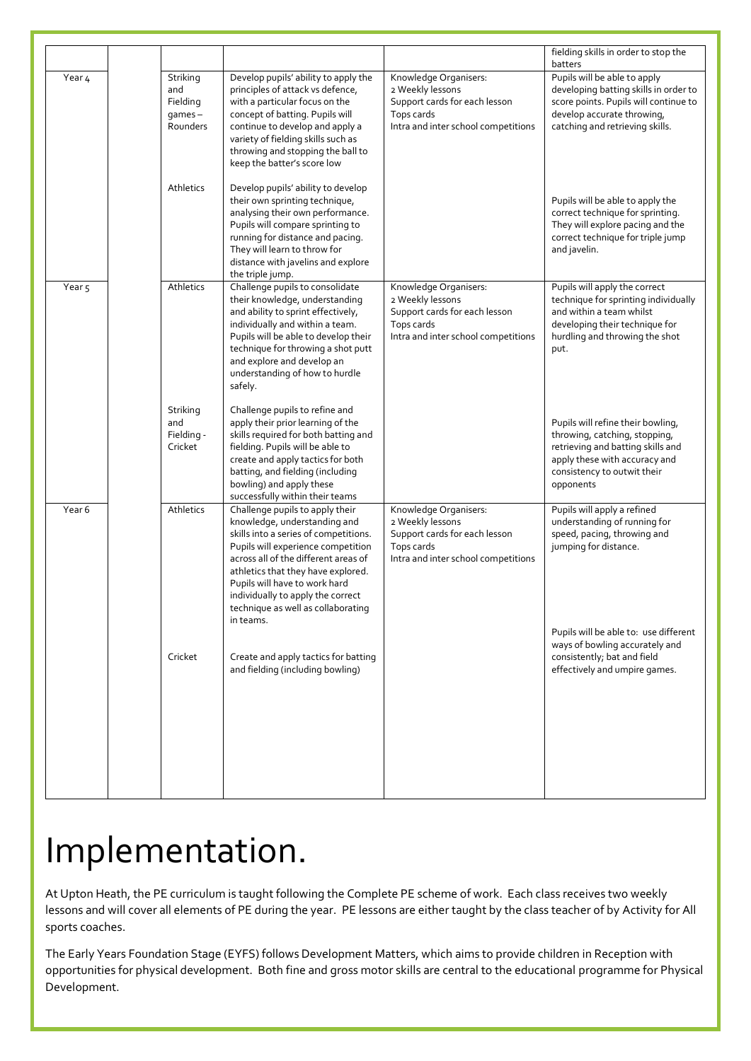|  |  |  |  |  | fielding skills in order to stop the batters |
|---|---|---|---|---|---|
| Year 4 |  | Striking and Fielding games – Rounders | Develop pupils' ability to apply the principles of attack vs defence, with a particular focus on the concept of batting. Pupils will continue to develop and apply a variety of fielding skills such as throwing and stopping the ball to keep the batter's score low | Knowledge Organisers:<br>2 Weekly lessons<br>Support cards for each lesson<br>Tops cards<br>Intra and inter school competitions | Pupils will be able to apply developing batting skills in order to score points. Pupils will continue to develop accurate throwing, catching and retrieving skills. |
|  |  | Athletics | Develop pupils' ability to develop their own sprinting technique, analysing their own performance. Pupils will compare sprinting to running for distance and pacing. They will learn to throw for distance with javelins and explore the triple jump. |  | Pupils will be able to apply the correct technique for sprinting. They will explore pacing and the correct technique for triple jump and javelin. |
| Year 5 |  | Athletics | Challenge pupils to consolidate their knowledge, understanding and ability to sprint effectively, individually and within a team. Pupils will be able to develop their technique for throwing a shot putt and explore and develop an understanding of how to hurdle safely. | Knowledge Organisers:<br>2 Weekly lessons<br>Support cards for each lesson<br>Tops cards<br>Intra and inter school competitions | Pupils will apply the correct technique for sprinting individually and within a team whilst developing their technique for hurdling and throwing the shot put. |
|  |  | Striking and Fielding - Cricket | Challenge pupils to refine and apply their prior learning of the skills required for both batting and fielding. Pupils will be able to create and apply tactics for both batting, and fielding (including bowling) and apply these successfully within their teams |  | Pupils will refine their bowling, throwing, catching, stopping, retrieving and batting skills and apply these with accuracy and consistency to outwit their opponents |
| Year 6 |  | Athletics | Challenge pupils to apply their knowledge, understanding and skills into a series of competitions. Pupils will experience competition across all of the different areas of athletics that they have explored. Pupils will have to work hard individually to apply the correct technique as well as collaborating in teams. | Knowledge Organisers:<br>2 Weekly lessons<br>Support cards for each lesson<br>Tops cards<br>Intra and inter school competitions | Pupils will apply a refined understanding of running for speed, pacing, throwing and jumping for distance. |
|  |  | Cricket | Create and apply tactics for batting and fielding (including bowling) |  | Pupils will be able to: use different ways of bowling accurately and consistently; bat and field effectively and umpire games. |

# Implementation.

At Upton Heath, the PE curriculum is taught following the Complete PE scheme of work. Each class receives two weekly lessons and will cover all elements of PE during the year. PE lessons are either taught by the class teacher of by Activity for All sports coaches.

The Early Years Foundation Stage (EYFS) follows Development Matters, which aims to provide children in Reception with opportunities for physical development. Both fine and gross motor skills are central to the educational programme for Physical Development.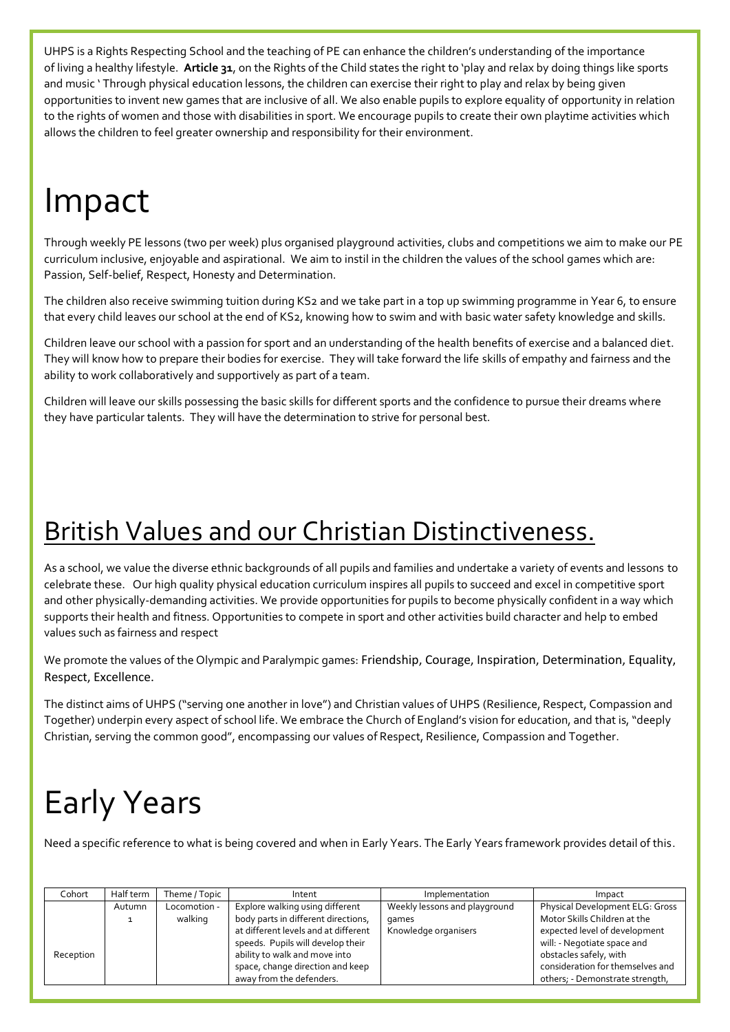UHPS is a Rights Respecting School and the teaching of PE can enhance the children's understanding of the importance of living a healthy lifestyle. **Article 31**, on the Rights of the Child states the right to 'play and relax by doing things like sports and music ' Through physical education lessons, the children can exercise their right to play and relax by being given opportunities to invent new games that are inclusive of all. We also enable pupils to explore equality of opportunity in relation to the rights of women and those with disabilities in sport. We encourage pupils to create their own playtime activities which allows the children to feel greater ownership and responsibility for their environment.

# Impact

Through weekly PE lessons (two per week) plus organised playground activities, clubs and competitions we aim to make our PE curriculum inclusive, enjoyable and aspirational. We aim to instil in the children the values of the school games which are: Passion, Self-belief, Respect, Honesty and Determination.

The children also receive swimming tuition during KS2 and we take part in a top up swimming programme in Year 6, to ensure that every child leaves our school at the end of KS2, knowing how to swim and with basic water safety knowledge and skills.

Children leave our school with a passion for sport and an understanding of the health benefits of exercise and a balanced diet. They will know how to prepare their bodies for exercise. They will take forward the life skills of empathy and fairness and the ability to work collaboratively and supportively as part of a team.

Children will leave our skills possessing the basic skills for different sports and the confidence to pursue their dreams where they have particular talents. They will have the determination to strive for personal best.

## British Values and our Christian Distinctiveness.

As a school, we value the diverse ethnic backgrounds of all pupils and families and undertake a variety of events and lessons to celebrate these. Our high quality physical education curriculum inspires all pupils to succeed and excel in competitive sport and other physically-demanding activities. We provide opportunities for pupils to become physically confident in a way which supports their health and fitness. Opportunities to compete in sport and other activities build character and help to embed values such as fairness and respect

We promote the values of the Olympic and Paralympic games: Friendship, Courage, Inspiration, Determination, Equality, Respect, Excellence.

The distinct aims of UHPS ("serving one another in love") and Christian values of UHPS (Resilience, Respect, Compassion and Together) underpin every aspect of school life. We embrace the Church of England's vision for education, and that is, "deeply Christian, serving the common good", encompassing our values of Respect, Resilience, Compassion and Together.

# Early Years

Need a specific reference to what is being covered and when in Early Years. The Early Years framework provides detail of this.

| Cohort | Half term | Theme / Topic | Intent | Implementation | Impact |
|---|---|---|---|---|---|
| Reception | Autumn 1 | Locomotion - walking | Explore walking using different body parts in different directions, at different levels and at different speeds. Pupils will develop their ability to walk and move into space, change direction and keep away from the defenders. | Weekly lessons and playground games<br>Knowledge organisers | Physical Development ELG: Gross Motor Skills Children at the expected level of development will: - Negotiate space and obstacles safely, with consideration for themselves and others; - Demonstrate strength, |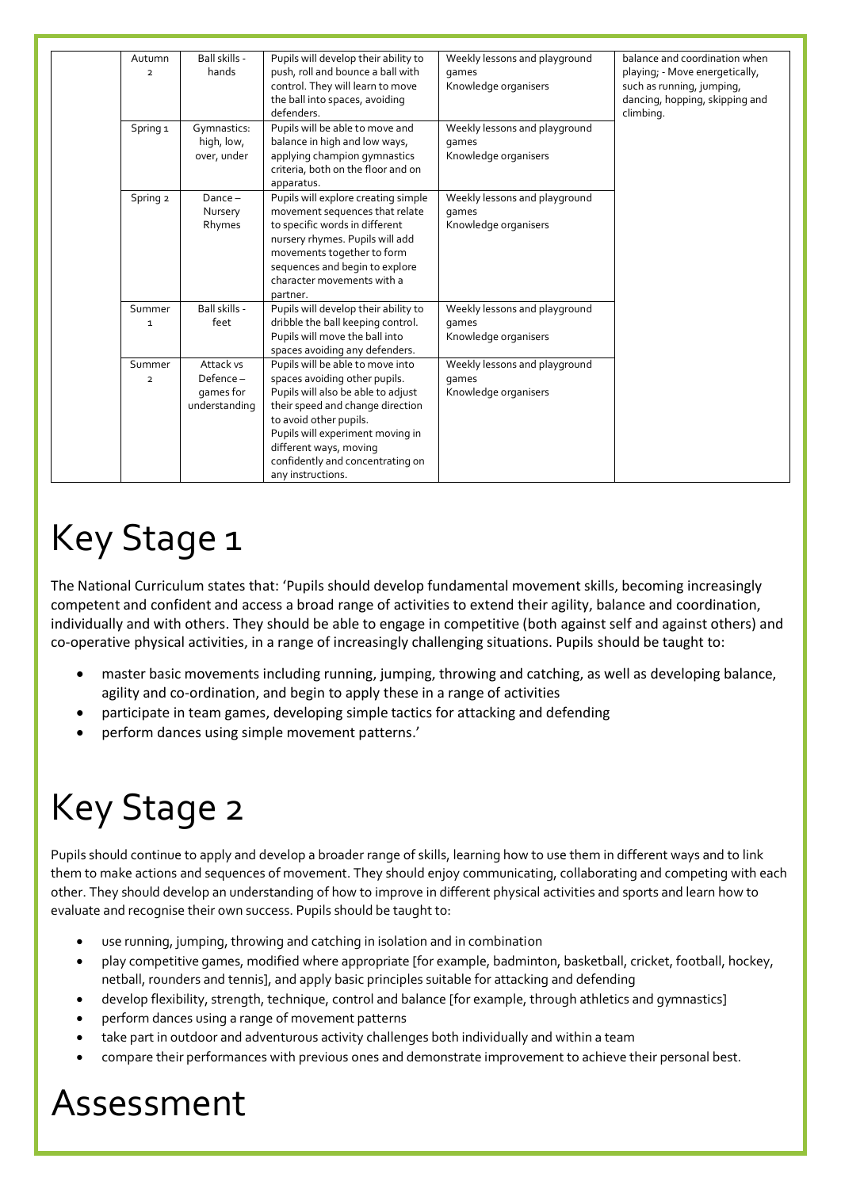| | Term | Topic | Description | Evidence | |
|---|---|---|---|---|---|
| | Autumn 2 | Ball skills - hands | Pupils will develop their ability to push, roll and bounce a ball with control. They will learn to move the ball into spaces, avoiding defenders. | Weekly lessons and playground games<br>Knowledge organisers | balance and coordination when playing; - Move energetically, such as running, jumping, dancing, hopping, skipping and climbing. |
| | Spring 1 | Gymnastics: high, low, over, under | Pupils will be able to move and balance in high and low ways, applying champion gymnastics criteria, both on the floor and on apparatus. | Weekly lessons and playground games<br>Knowledge organisers | |
| | Spring 2 | Dance – Nursery Rhymes | Pupils will explore creating simple movement sequences that relate to specific words in different nursery rhymes. Pupils will add movements together to form sequences and begin to explore character movements with a partner. | Weekly lessons and playground games<br>Knowledge organisers | |
| | Summer 1 | Ball skills - feet | Pupils will develop their ability to dribble the ball keeping control. Pupils will move the ball into spaces avoiding any defenders. | Weekly lessons and playground games<br>Knowledge organisers | |
| | Summer 2 | Attack vs Defence – games for understanding | Pupils will be able to move into spaces avoiding other pupils. Pupils will also be able to adjust their speed and change direction to avoid other pupils. Pupils will experiment moving in different ways, moving confidently and concentrating on any instructions. | Weekly lessons and playground games<br>Knowledge organisers | |

# Key Stage 1

The National Curriculum states that: 'Pupils should develop fundamental movement skills, becoming increasingly competent and confident and access a broad range of activities to extend their agility, balance and coordination, individually and with others. They should be able to engage in competitive (both against self and against others) and co-operative physical activities, in a range of increasingly challenging situations. Pupils should be taught to:

- master basic movements including running, jumping, throwing and catching, as well as developing balance, agility and co-ordination, and begin to apply these in a range of activities
- participate in team games, developing simple tactics for attacking and defending
- perform dances using simple movement patterns.'

# Key Stage 2

Pupils should continue to apply and develop a broader range of skills, learning how to use them in different ways and to link them to make actions and sequences of movement. They should enjoy communicating, collaborating and competing with each other. They should develop an understanding of how to improve in different physical activities and sports and learn how to evaluate and recognise their own success. Pupils should be taught to:

- use running, jumping, throwing and catching in isolation and in combination
- play competitive games, modified where appropriate [for example, badminton, basketball, cricket, football, hockey, netball, rounders and tennis], and apply basic principles suitable for attacking and defending
- develop flexibility, strength, technique, control and balance [for example, through athletics and gymnastics]
- perform dances using a range of movement patterns
- take part in outdoor and adventurous activity challenges both individually and within a team
- compare their performances with previous ones and demonstrate improvement to achieve their personal best.

# Assessment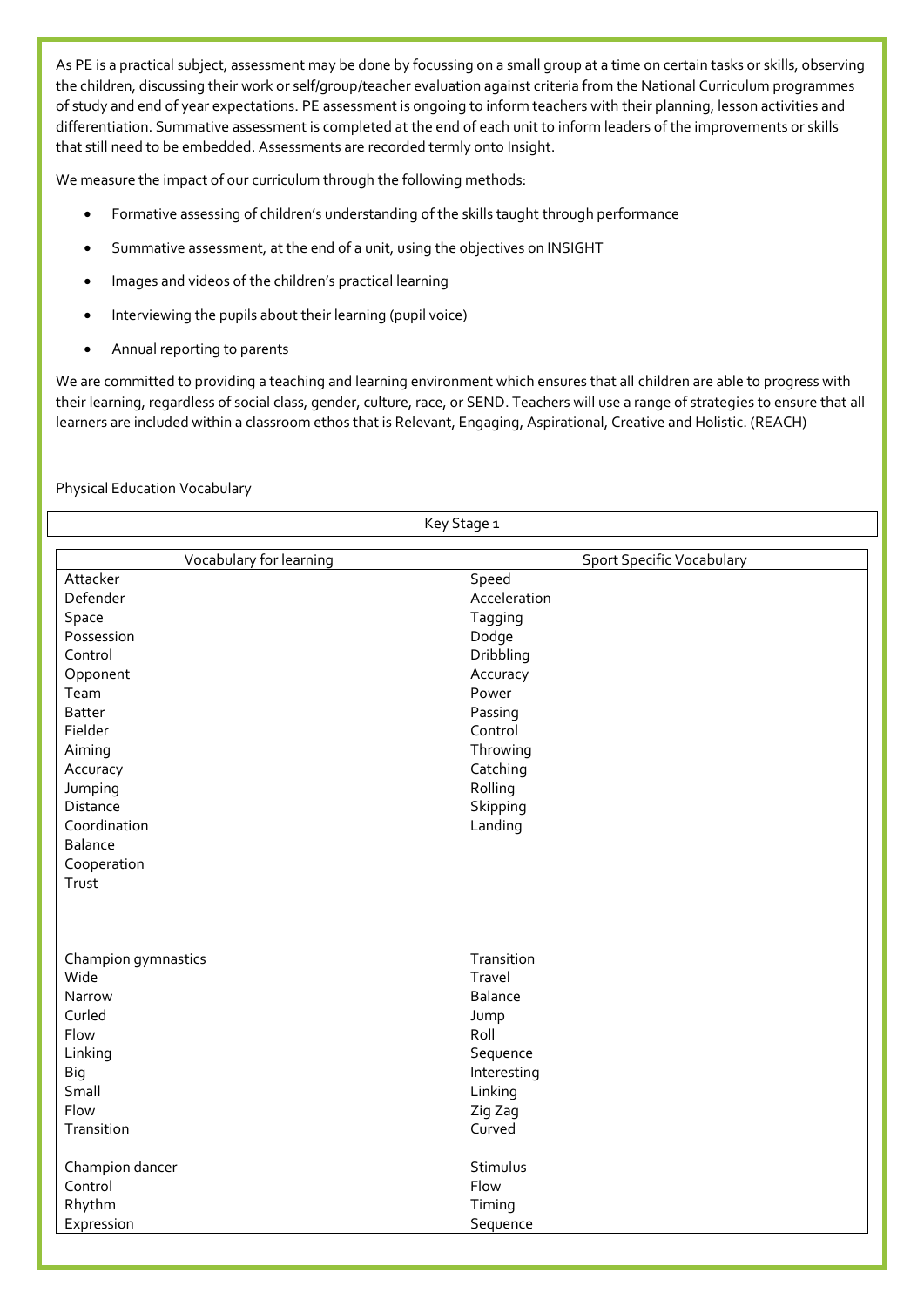As PE is a practical subject, assessment may be done by focussing on a small group at a time on certain tasks or skills, observing the children, discussing their work or self/group/teacher evaluation against criteria from the National Curriculum programmes of study and end of year expectations. PE assessment is ongoing to inform teachers with their planning, lesson activities and differentiation. Summative assessment is completed at the end of each unit to inform leaders of the improvements or skills that still need to be embedded. Assessments are recorded termly onto Insight.

We measure the impact of our curriculum through the following methods:

- Formative assessing of children's understanding of the skills taught through performance
- Summative assessment, at the end of a unit, using the objectives on INSIGHT
- Images and videos of the children's practical learning
- Interviewing the pupils about their learning (pupil voice)
- Annual reporting to parents

We are committed to providing a teaching and learning environment which ensures that all children are able to progress with their learning, regardless of social class, gender, culture, race, or SEND. Teachers will use a range of strategies to ensure that all learners are included within a classroom ethos that is Relevant, Engaging, Aspirational, Creative and Holistic. (REACH)

Physical Education Vocabulary

**Key Stage 1**

| Vocabulary for learning | Sport Specific Vocabulary |
|---|---|
| Attacker | Speed |
| Defender | Acceleration |
| Space | Tagging |
| Possession | Dodge |
| Control | Dribbling |
| Opponent | Accuracy |
| Team | Power |
| Batter | Passing |
| Fielder | Control |
| Aiming | Throwing |
| Accuracy | Catching |
| Jumping | Rolling |
| Distance | Skipping |
| Coordination | Landing |
| Balance | |
| Cooperation | |
| Trust | |
| | |
| Champion gymnastics | Transition |
| Wide | Travel |
| Narrow | Balance |
| Curled | Jump |
| Flow | Roll |
| Linking | Sequence |
| Big | Interesting |
| Small | Linking |
| Flow | Zig Zag |
| Transition | Curved |
| | |
| Champion dancer | Stimulus |
| Control | Flow |
| Rhythm | Timing |
| Expression | Sequence |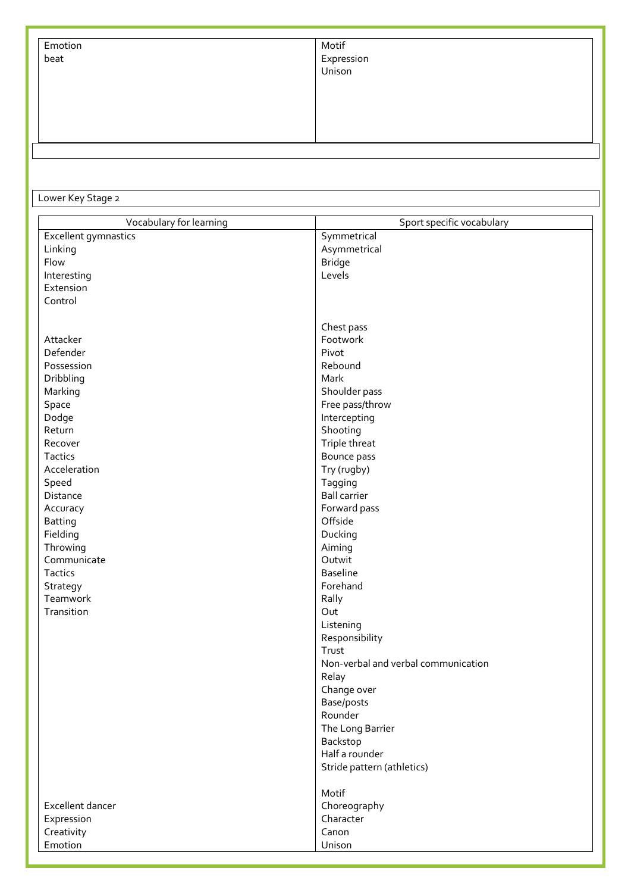| | |
|---|---|
| Emotion<br>beat | Motif<br>Expression<br>Unison |

Lower Key Stage 2

| Vocabulary for learning | Sport specific vocabulary |
|---|---|
| Excellent gymnastics | Symmetrical |
| Linking | Asymmetrical |
| Flow | Bridge |
| Interesting | Levels |
| Extension | |
| Control | |
| | |
| | Chest pass |
| Attacker | Footwork |
| Defender | Pivot |
| Possession | Rebound |
| Dribbling | Mark |
| Marking | Shoulder pass |
| Space | Free pass/throw |
| Dodge | Intercepting |
| Return | Shooting |
| Recover | Triple threat |
| Tactics | Bounce pass |
| Acceleration | Try (rugby) |
| Speed | Tagging |
| Distance | Ball carrier |
| Accuracy | Forward pass |
| Batting | Offside |
| Fielding | Ducking |
| Throwing | Aiming |
| Communicate | Outwit |
| Tactics | Baseline |
| Strategy | Forehand |
| Teamwork | Rally |
| Transition | Out |
| | Listening |
| | Responsibility |
| | Trust |
| | Non-verbal and verbal communication |
| | Relay |
| | Change over |
| | Base/posts |
| | Rounder |
| | The Long Barrier |
| | Backstop |
| | Half a rounder |
| | Stride pattern (athletics) |
| | |
| | Motif |
| Excellent dancer | Choreography |
| Expression | Character |
| Creativity | Canon |
| Emotion | Unison |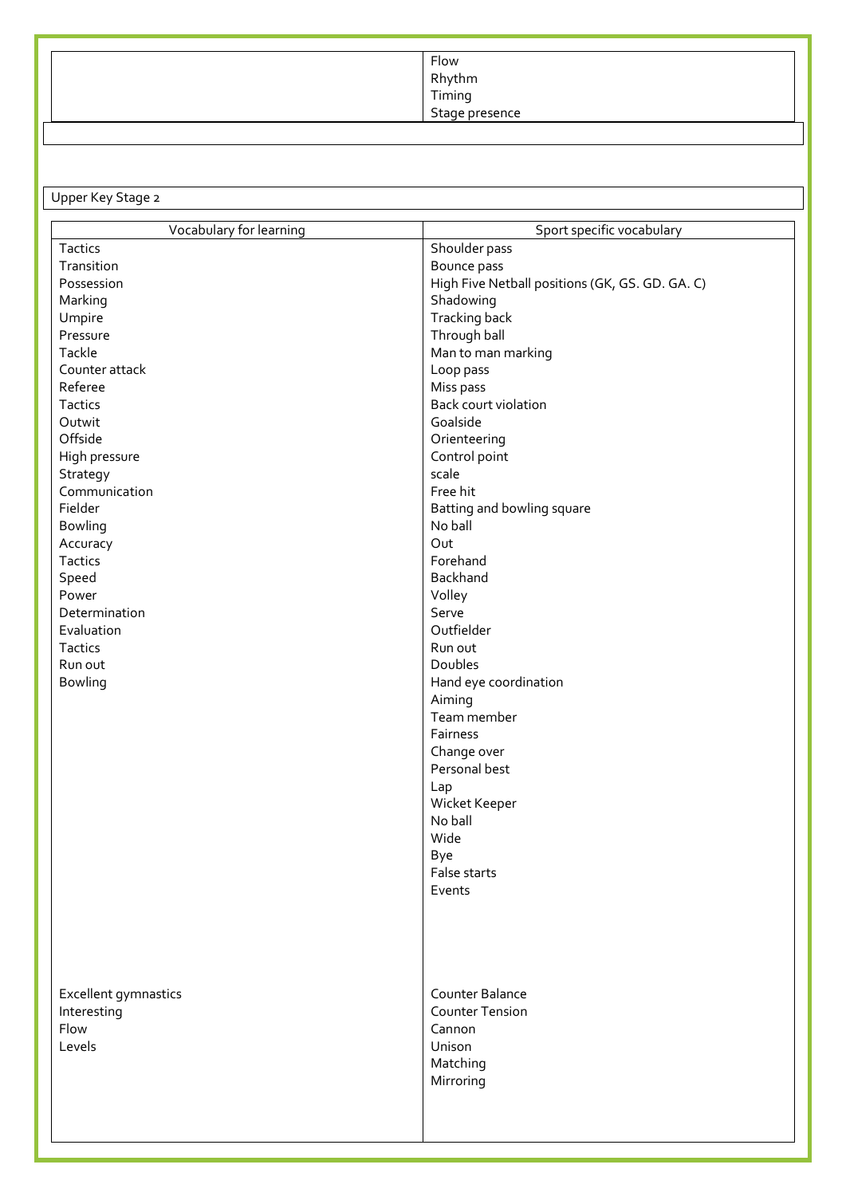| | |
|---|---|
| | Flow<br>Rhythm<br>Timing<br>Stage presence |

Upper Key Stage 2

| Vocabulary for learning | Sport specific vocabulary |
|---|---|
| Tactics | Shoulder pass |
| Transition | Bounce pass |
| Possession | High Five Netball positions (GK, GS. GD. GA. C) |
| Marking | Shadowing |
| Umpire | Tracking back |
| Pressure | Through ball |
| Tackle | Man to man marking |
| Counter attack | Loop pass |
| Referee | Miss pass |
| Tactics | Back court violation |
| Outwit | Goalside |
| Offside | Orienteering |
| High pressure | Control point |
| Strategy | scale |
| Communication | Free hit |
| Fielder | Batting and bowling square |
| Bowling | No ball |
| Accuracy | Out |
| Tactics | Forehand |
| Speed | Backhand |
| Power | Volley |
| Determination | Serve |
| Evaluation | Outfielder |
| Tactics | Run out |
| Run out | Doubles |
| Bowling | Hand eye coordination |
| | Aiming |
| | Team member |
| | Fairness |
| | Change over |
| | Personal best |
| | Lap |
| | Wicket Keeper |
| | No ball |
| | Wide |
| | Bye |
| | False starts |
| | Events |
| Excellent gymnastics | Counter Balance |
| Interesting | Counter Tension |
| Flow | Cannon |
| Levels | Unison |
| | Matching |
| | Mirroring |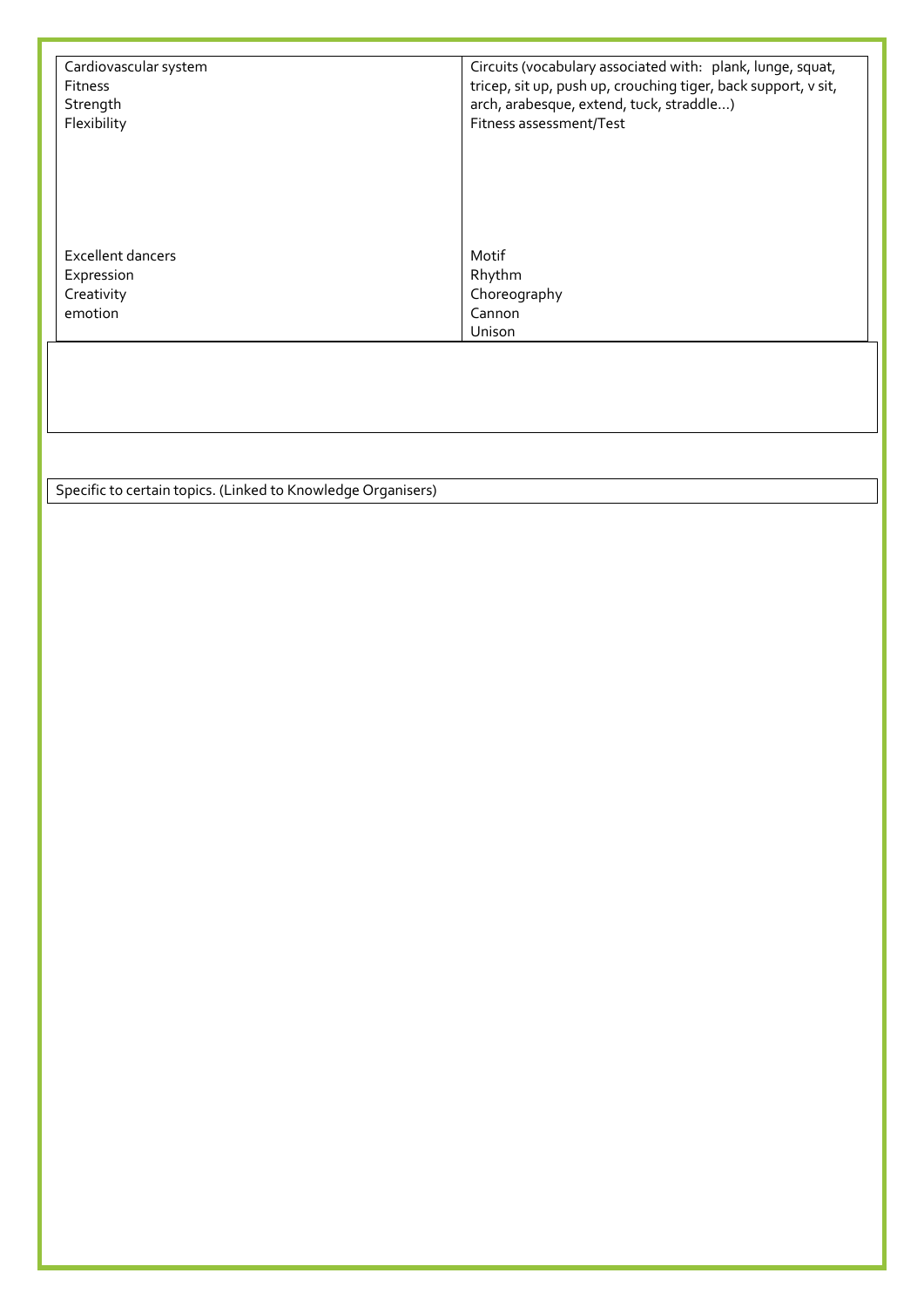| | |
|---|---|
| Cardiovascular system<br>Fitness<br>Strength<br>Flexibility | Circuits (vocabulary associated with: plank, lunge, squat, tricep, sit up, push up, crouching tiger, back support, v sit, arch, arabesque, extend, tuck, straddle…)<br>Fitness assessment/Test |
| Excellent dancers<br>Expression<br>Creativity<br>emotion | Motif<br>Rhythm<br>Choreography<br>Cannon<br>Unison |

Specific to certain topics. (Linked to Knowledge Organisers)